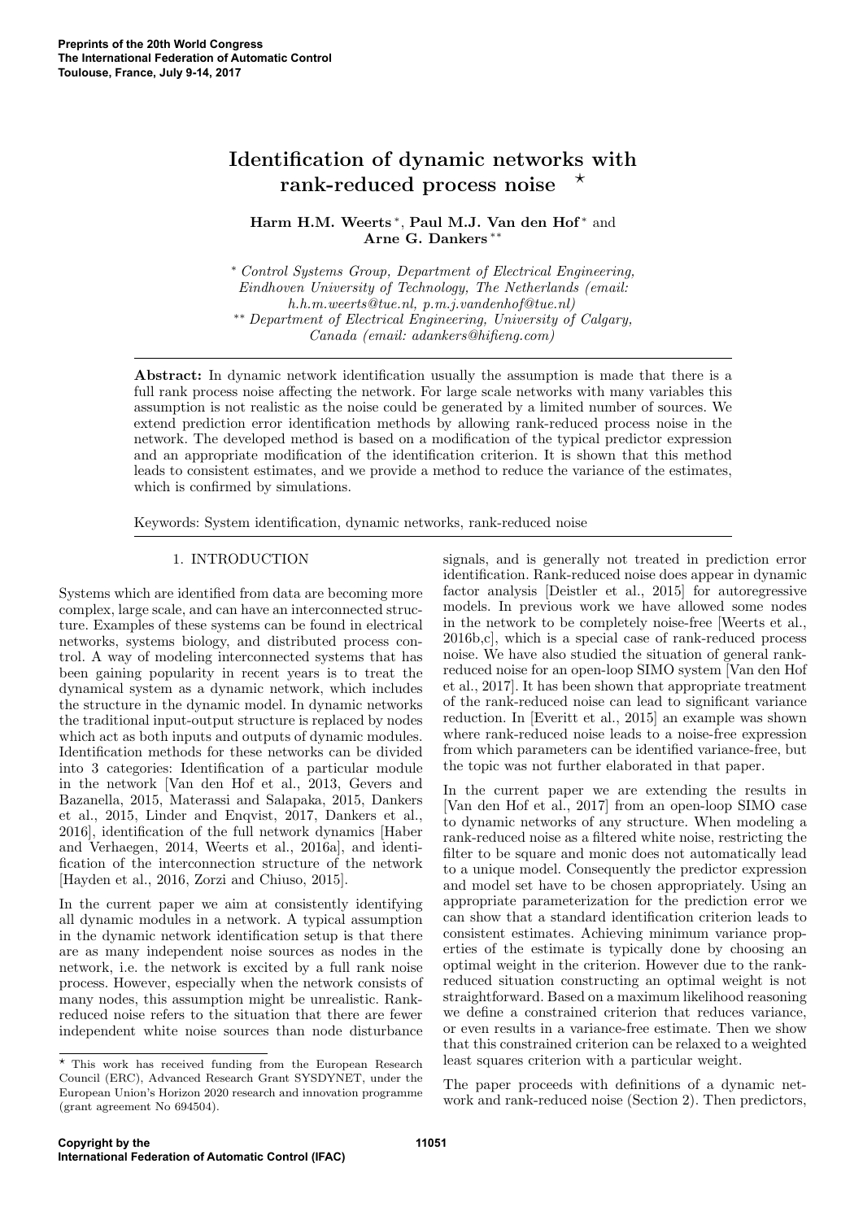# Identification of dynamic networks with rank-reduced process noise ⋆

**Harm H.M. Weerts** [*], **Paul M.J. Van den Hof** [*] and **Arne G. Dankers** [**]

[*] *Control Systems Group, Department of Electrical Engineering, Eindhoven University of Technology, The Netherlands (email: h.h.m.weerts@tue.nl, p.m.j.vandenhof@tue.nl)*
[**] *Department of Electrical Engineering, University of Calgary, Canada (email: adankers@hifieng.com)*

**Abstract:** In dynamic network identification usually the assumption is made that there is a full rank process noise affecting the network. For large scale networks with many variables this assumption is not realistic as the noise could be generated by a limited number of sources. We extend prediction error identification methods by allowing rank-reduced process noise in the network. The developed method is based on a modification of the typical predictor expression and an appropriate modification of the identification criterion. It is shown that this method leads to consistent estimates, and we provide a method to reduce the variance of the estimates, which is confirmed by simulations.

Keywords: System identification, dynamic networks, rank-reduced noise

## 1. INTRODUCTION

Systems which are identified from data are becoming more complex, large scale, and can have an interconnected structure. Examples of these systems can be found in electrical networks, systems biology, and distributed process control. A way of modeling interconnected systems that has been gaining popularity in recent years is to treat the dynamical system as a dynamic network, which includes the structure in the dynamic model. In dynamic networks the traditional input-output structure is replaced by nodes which act as both inputs and outputs of dynamic modules. Identification methods for these networks can be divided into 3 categories: Identification of a particular module in the network [Van den Hof et al., 2013, Gevers and Bazanella, 2015, Materassi and Salapaka, 2015, Dankers et al., 2015, Linder and Enqvist, 2017, Dankers et al., 2016], identification of the full network dynamics [Haber and Verhaegen, 2014, Weerts et al., 2016a], and identification of the interconnection structure of the network [Hayden et al., 2016, Zorzi and Chiuso, 2015].

In the current paper we aim at consistently identifying all dynamic modules in a network. A typical assumption in the dynamic network identification setup is that there are as many independent noise sources as nodes in the network, i.e. the network is excited by a full rank noise process. However, especially when the network consists of many nodes, this assumption might be unrealistic. Rank-reduced noise refers to the situation that there are fewer independent white noise sources than node disturbance signals, and is generally not treated in prediction error identification. Rank-reduced noise does appear in dynamic factor analysis [Deistler et al., 2015] for autoregressive models. In previous work we have allowed some nodes in the network to be completely noise-free [Weerts et al., 2016b,c], which is a special case of rank-reduced process noise. We have also studied the situation of general rank-reduced noise for an open-loop SIMO system [Van den Hof et al., 2017]. It has been shown that appropriate treatment of the rank-reduced noise can lead to significant variance reduction. In [Everitt et al., 2015] an example was shown where rank-reduced noise leads to a noise-free expression from which parameters can be identified variance-free, but the topic was not further elaborated in that paper.

In the current paper we are extending the results in [Van den Hof et al., 2017] from an open-loop SIMO case to dynamic networks of any structure. When modeling a rank-reduced noise as a filtered white noise, restricting the filter to be square and monic does not automatically lead to a unique model. Consequently the predictor expression and model set have to be chosen appropriately. Using an appropriate parameterization for the prediction error we can show that a standard identification criterion leads to consistent estimates. Achieving minimum variance properties of the estimate is typically done by choosing an optimal weight in the criterion. However due to the rank-reduced situation constructing an optimal weight is not straightforward. Based on a maximum likelihood reasoning we define a constrained criterion that reduces variance, or even results in a variance-free estimate. Then we show that this constrained criterion can be relaxed to a weighted least squares criterion with a particular weight.

The paper proceeds with definitions of a dynamic network and rank-reduced noise (Section 2). Then predictors,

⋆ This work has received funding from the European Research Council (ERC), Advanced Research Grant SYSDYNET, under the European Union's Horizon 2020 research and innovation programme (grant agreement No 694504).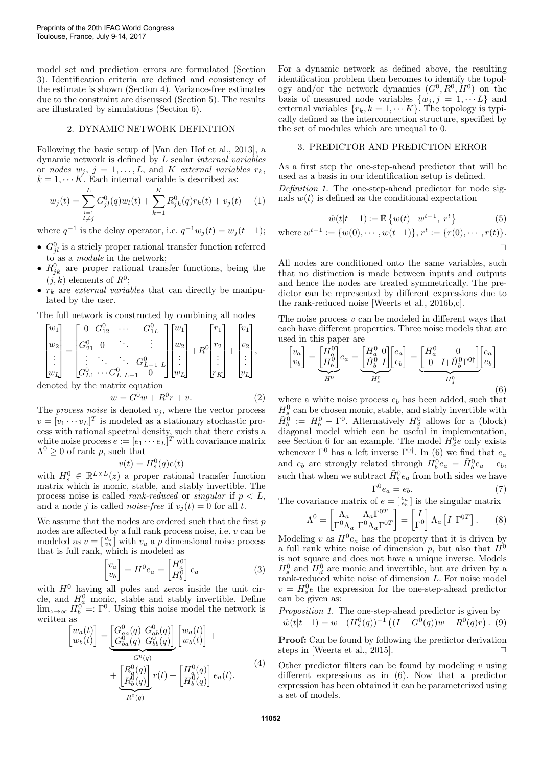model set and prediction errors are formulated (Section 3). Identification criteria are defined and consistency of the estimate is shown (Section 4). Variance-free estimates due to the constraint are discussed (Section 5). The results are illustrated by simulations (Section 6).

## 2. DYNAMIC NETWORK DEFINITION

Following the basic setup of [Van den Hof et al., 2013], a dynamic network is defined by $L$ scalar *internal variables* or *nodes* $w_j$, $j = 1, \dots, L$, and $K$ *external variables* $r_k$, $k = 1, \cdots K$. Each internal variable is described as:

$$w_j(t) = \sum_{\substack{l=1 \\ l \neq j}}^{L} G_{jl}^0(q) w_l(t) + \sum_{k=1}^{K} R_{jk}^0(q) r_k(t) + v_j(t) \quad (1)$$

where $q^{-1}$ is the delay operator, i.e. $q^{-1} w_j(t) = w_j(t-1)$;

- $G_{jl}^0$ is a stricly proper rational transfer function referred to as a *module* in the network;
- $R_{jk}^0$ are proper rational transfer functions, being the $(j,k)$ elements of $R^0$;
- $r_k$ are *external variables* that can directly be manipulated by the user.

The full network is constructed by combining all nodes

$$\begin{bmatrix} w_1 \\ w_2 \\ \vdots \\ w_L \end{bmatrix} = \begin{bmatrix} 0 & G_{12}^0 & \cdots & G_{1L}^0 \\ G_{21}^0 & 0 & \ddots & \vdots \\ \vdots & \ddots & \ddots & G_{L-1\ L}^0 \\ G_{L1}^0 & \cdots & G_{L\ L-1}^0 & 0 \end{bmatrix} \begin{bmatrix} w_1 \\ w_2 \\ \vdots \\ w_L \end{bmatrix} + R^0 \begin{bmatrix} r_1 \\ r_2 \\ \vdots \\ r_K \end{bmatrix} + \begin{bmatrix} v_1 \\ v_2 \\ \vdots \\ v_L \end{bmatrix},$$

denoted by the matrix equation

$$w = G^0 w + R^0 r + v. \quad (2)$$

The *process noise* is denoted $v_j$, where the vector process $v = [v_1 \cdots v_L]^T$ is modeled as a stationary stochastic process with rational spectral density, such that there exists a white noise process $e := [e_1 \cdots e_L]^T$ with covariance matrix $\Lambda^0 \geq 0$ of rank $p$, such that

$$v(t) = H_s^0(q) e(t)$$

with $H_s^0 \in \mathbb{R}^{L \times L}(z)$ a proper rational transfer function matrix which is monic, stable, and stably invertible. The process noise is called *rank-reduced* or *singular* if $p < L$, and a node $j$ is called *noise-free* if $v_j(t) = 0$ for all $t$.

We assume that the nodes are ordered such that the first $p$ nodes are affected by a full rank process noise, i.e. $v$ can be modeled as $v = \left[\begin{smallmatrix} v_a \\ v_b \end{smallmatrix}\right]$ with $v_a$ a $p$ dimensional noise process that is full rank, which is modeled as

$$\begin{bmatrix} v_a \\ v_b \end{bmatrix} = H^0 e_a = \begin{bmatrix} H_a^0 \\ H_b^0 \end{bmatrix} e_a \quad (3)$$

with $H^0$ having all poles and zeros inside the unit circle, and $H_a^0$ monic, stable and stably invertible. Define $\lim_{z \to \infty} H_b^0 =: \Gamma^0$. Using this noise model the network is written as

$$\begin{bmatrix} w_a(t) \\ w_b(t) \end{bmatrix} = \underbrace{\begin{bmatrix} G_{aa}^0(q) & G_{ab}^0(q) \\ G_{ba}^0(q) & G_{bb}^0(q) \end{bmatrix}}_{G^0(q)} \begin{bmatrix} w_a(t) \\ w_b(t) \end{bmatrix} + \underbrace{\begin{bmatrix} R_a^0(q) \\ R_b^0(q) \end{bmatrix}}_{R^0(q)} r(t) + \begin{bmatrix} H_a^0(q) \\ H_b^0(q) \end{bmatrix} e_a(t). \quad (4)$$

For a dynamic network as defined above, the resulting identification problem then becomes to identify the topology and/or the network dynamics $(G^0, R^0, H^0)$ on the basis of measured node variables $\{w_j, j = 1, \cdots L\}$ and external variables $\{r_k, k = 1, \cdots K\}$. The topology is typically defined as the interconnection structure, specified by the set of modules which are unequal to 0.

## 3. PREDICTOR AND PREDICTION ERROR

As a first step the one-step-ahead predictor that will be used as a basis in our identification setup is defined.

*Definition 1.* The one-step-ahead predictor for node signals $w(t)$ is defined as the conditional expectation

$$\hat{w}(t|t-1) := \bar{\mathbb{E}} \left\{ w(t) \mid w^{t-1},\ r^t \right\} \quad (5)$$

where $w^{t-1} := \{w(0), \cdots, w(t-1)\}$, $r^t := \{r(0), \cdots, r(t)\}$. □

All nodes are conditioned onto the same variables, such that no distinction is made between inputs and outputs and hence the nodes are treated symmetrically. The predictor can be represented by different expressions due to the rank-reduced noise [Weerts et al., 2016b,c].

The noise process $v$ can be modeled in different ways that each have different properties. Three noise models that are used in this paper are

$$\begin{bmatrix} v_a \\ v_b \end{bmatrix} = \underbrace{\begin{bmatrix} H_a^0 \\ H_b^0 \end{bmatrix}}_{H^0} e_a = \underbrace{\begin{bmatrix} H_a^0 & 0 \\ \tilde{H}_b^0 & I \end{bmatrix}}_{H_s^0} \begin{bmatrix} e_a \\ e_b \end{bmatrix} = \underbrace{\begin{bmatrix} H_a^0 & 0 \\ 0 & I + \tilde{H}_b^0 \Gamma^{0\dagger} \end{bmatrix}}_{H_d^0} \begin{bmatrix} e_a \\ e_b \end{bmatrix} \quad (6)$$

where a white noise process $e_b$ has been added, such that $H_s^0$ can be chosen monic, stable, and stably invertible with $\tilde{H}_b^0 := H_b^0 - \Gamma^0$. Alternatively $H_d^0$ allows for a (block) diagonal model which can be useful in implementation, see Section 6 for an example. The model $H_d^0 e$ only exists whenever $\Gamma^0$ has a left inverse $\Gamma^{0\dagger}$. In (6) we find that $e_a$ and $e_b$ are strongly related through $H_b^0 e_a = \tilde{H}_b^0 e_a + e_b$, such that when we subtract $\tilde{H}_b^0 e_a$ from both sides we have

$$\Gamma^0 e_a = e_b. \quad (7)$$

The covariance matrix of $e = \left[\begin{smallmatrix} e_a \\ e_b \end{smallmatrix}\right]$ is the singular matrix

$$\Lambda^0 = \begin{bmatrix} \Lambda_a & \Lambda_a \Gamma^{0T} \\ \Gamma^0 \Lambda_a & \Gamma^0 \Lambda_a \Gamma^{0T} \end{bmatrix} = \begin{bmatrix} I \\ \Gamma^0 \end{bmatrix} \Lambda_a \begin{bmatrix} I & \Gamma^{0T} \end{bmatrix}. \quad (8)$$

Modeling $v$ as $H^0 e_a$ has the property that it is driven by a full rank white noise of dimension $p$, but also that $H^0$ is not square and does not have a unique inverse. Models $H_s^0$ and $H_d^0$ are monic and invertible, but are driven by a rank-reduced white noise of dimension $L$. For noise model $v = H_s^0 e$ the expression for the one-step-ahead predictor can be given as:

*Proposition 1.* The one-step-ahead predictor is given by

$$\hat{w}(t|t-1) = w - (H_s^0(q))^{-1} \left( (I - G^0(q)) w - R^0(q) r \right). \quad (9)$$

**Proof:** Can be found by following the predictor derivation steps in [Weerts et al., 2015]. □

Other predictor filters can be found by modeling $v$ using different expressions as in (6). Now that a predictor expression has been obtained it can be parameterized using a set of models.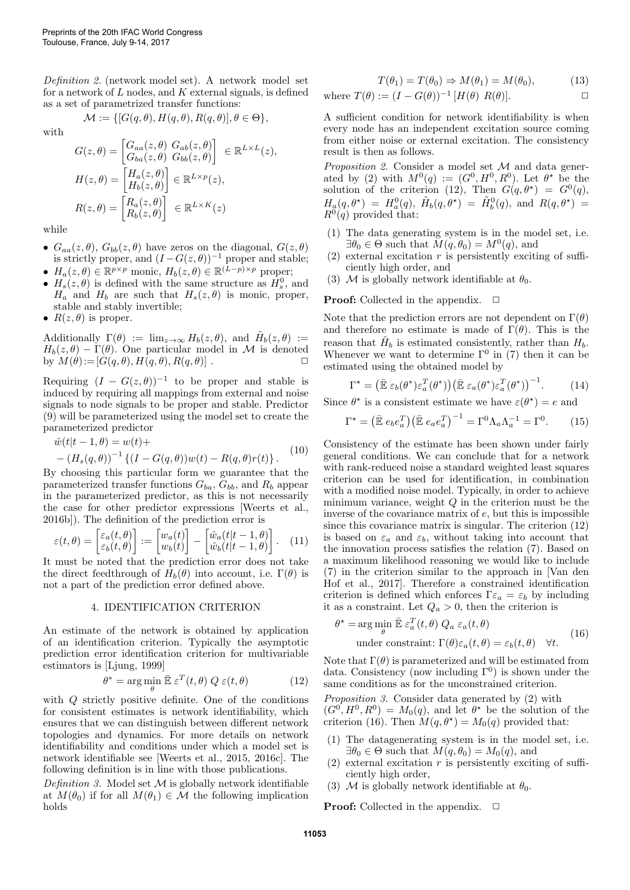*Definition 2.* (network model set). A network model set for a network of $L$ nodes, and $K$ external signals, is defined as a set of parametrized transfer functions:

$$\mathcal{M} := \{[G(q,\theta), H(q,\theta), R(q,\theta)], \theta \in \Theta\},$$

with

$$G(z,\theta) = \begin{bmatrix} G_{aa}(z,\theta) & G_{ab}(z,\theta) \\ G_{ba}(z,\theta) & G_{bb}(z,\theta) \end{bmatrix} \in \mathbb{R}^{L\times L}(z),$$

$$H(z,\theta) = \begin{bmatrix} H_a(z,\theta) \\ H_b(z,\theta) \end{bmatrix} \in \mathbb{R}^{L\times p}(z),$$

$$R(z,\theta) = \begin{bmatrix} R_a(z,\theta) \\ R_b(z,\theta) \end{bmatrix} \in \mathbb{R}^{L\times K}(z)$$

while

- $G_{aa}(z,\theta)$, $G_{bb}(z,\theta)$ have zeros on the diagonal, $G(z,\theta)$ is strictly proper, and $(I-G(z,\theta))^{-1}$ proper and stable;
- $H_a(z,\theta) \in \mathbb{R}^{p\times p}$ monic, $H_b(z,\theta) \in \mathbb{R}^{(L-p)\times p}$ proper;
- $H_s(z,\theta)$ is defined with the same structure as $H_s^0$, and $H_a$ and $H_b$ are such that $H_s(z,\theta)$ is monic, proper, stable and stably invertible;
- $R(z,\theta)$ is proper.

Additionally $\Gamma(\theta) := \lim_{z\to\infty} H_b(z,\theta)$, and $\tilde{H}_b(z,\theta) := H_b(z,\theta) - \Gamma(\theta)$. One particular model in $\mathcal{M}$ is denoted by $M(\theta) := [G(q,\theta), H(q,\theta), R(q,\theta)]$ . □

Requiring $(I - G(z,\theta))^{-1}$ to be proper and stable is induced by requiring all mappings from external and noise signals to node signals to be proper and stable. Predictor (9) will be parameterized using the model set to create the parameterized predictor

$$\begin{aligned}\hat{w}(t|t-1,\theta) &= w(t)+ \\ &- (H_s(q,\theta))^{-1}\{(I-G(q,\theta))w(t) - R(q,\theta)r(t)\}.\end{aligned} \tag{10}$$

By choosing this particular form we guarantee that the parameterized transfer functions $G_{ba}$, $G_{bb}$, and $R_b$ appear in the parameterized predictor, as this is not necessarily the case for other predictor expressions [Weerts et al., 2016b]). The definition of the prediction error is

$$\varepsilon(t,\theta) = \begin{bmatrix} \varepsilon_a(t,\theta) \\ \varepsilon_b(t,\theta) \end{bmatrix} := \begin{bmatrix} w_a(t) \\ w_b(t) \end{bmatrix} - \begin{bmatrix} \hat{w}_a(t|t-1,\theta) \\ \hat{w}_b(t|t-1,\theta) \end{bmatrix}. \tag{11}$$

It must be noted that the prediction error does not take the direct feedthrough of $H_b(\theta)$ into account, i.e. $\Gamma(\theta)$ is not a part of the prediction error defined above.

## 4. IDENTIFICATION CRITERION

An estimate of the network is obtained by application of an identification criterion. Typically the asymptotic prediction error identification criterion for multivariable estimators is [Ljung, 1999]

$$\theta^* = \arg\min_\theta \bar{\mathbb{E}}\, \varepsilon^T(t,\theta)\, Q\, \varepsilon(t,\theta) \tag{12}$$

with $Q$ strictly positive definite. One of the conditions for consistent estimates is network identifiability, which ensures that we can distinguish between different network topologies and dynamics. For more details on network identifiability and conditions under which a model set is network identifiable see [Weerts et al., 2015, 2016c]. The following definition is in line with those publications.

*Definition 3.* Model set $\mathcal{M}$ is globally network identifiable at $M(\theta_0)$ if for all $M(\theta_1) \in \mathcal{M}$ the following implication holds

$$T(\theta_1) = T(\theta_0) \Rightarrow M(\theta_1) = M(\theta_0), \tag{13}$$

where $T(\theta) := (I - G(\theta))^{-1}[H(\theta)\ R(\theta)]$. □

A sufficient condition for network identifiability is when every node has an independent excitation source coming from either noise or external excitation. The consistency result is then as follows.

*Proposition 2.* Consider a model set $\mathcal{M}$ and data generated by (2) with $M^0(q) := (G^0, H^0, R^0)$. Let $\theta^\star$ be the solution of the criterion (12), Then $G(q,\theta^\star) = G^0(q)$, $H_a(q,\theta^\star) = H_a^0(q)$, $\tilde{H}_b(q,\theta^\star) = \tilde{H}_b^0(q)$, and $R(q,\theta^\star) = R^0(q)$ provided that:

(1) The data generating system is in the model set, i.e. $\exists\theta_0 \in \Theta$ such that $M(q,\theta_0) = M^0(q)$, and
(2) external excitation $r$ is persistently exciting of sufficiently high order, and
(3) $\mathcal{M}$ is globally network identifiable at $\theta_0$.

**Proof:** Collected in the appendix. □

Note that the prediction errors are not dependent on $\Gamma(\theta)$ and therefore no estimate is made of $\Gamma(\theta)$. This is the reason that $\tilde{H}_b$ is estimated consistently, rather than $H_b$. Whenever we want to determine $\Gamma^0$ in (7) then it can be estimated using the obtained model by

$$\Gamma^\star = \left(\bar{\mathbb{E}}\, \varepsilon_b(\theta^*)\varepsilon_a^T(\theta^*)\right)\left(\bar{\mathbb{E}}\, \varepsilon_a(\theta^*)\varepsilon_a^T(\theta^*)\right)^{-1}. \tag{14}$$

Since $\theta^\star$ is a consistent estimate we have $\varepsilon(\theta^\star) = e$ and

$$\Gamma^\star = \left(\bar{\mathbb{E}}\, e_b e_a^T\right)\left(\bar{\mathbb{E}}\, e_a e_a^T\right)^{-1} = \Gamma^0 \Lambda_a \Lambda_a^{-1} = \Gamma^0. \tag{15}$$

Consistency of the estimate has been shown under fairly general conditions. We can conclude that for a network with rank-reduced noise a standard weighted least squares criterion can be used for identification, in combination with a modified noise model. Typically, in order to achieve minimum variance, weight $Q$ in the criterion must be the inverse of the covariance matrix of $e$, but this is impossible since this covariance matrix is singular. The criterion (12) is based on $\varepsilon_a$ and $\varepsilon_b$, without taking into account that the innovation process satisfies the relation (7). Based on a maximum likelihood reasoning we would like to include (7) in the criterion similar to the approach in [Van den Hof et al., 2017]. Therefore a constrained identification criterion is defined which enforces $\Gamma\varepsilon_a = \varepsilon_b$ by including it as a constraint. Let $Q_a > 0$, then the criterion is

$$\begin{aligned}\theta^\star &= \arg\min_\theta \bar{\mathbb{E}}\, \varepsilon_a^T(t,\theta)\, Q_a\, \varepsilon_a(t,\theta) \\ &\quad \text{under constraint: } \Gamma(\theta)\varepsilon_a(t,\theta) = \varepsilon_b(t,\theta) \quad \forall t.\end{aligned} \tag{16}$$

Note that $\Gamma(\theta)$ is parameterized and will be estimated from data. Consistency (now including $\Gamma^0$) is shown under the same conditions as for the unconstrained criterion.

*Proposition 3.* Consider data generated by (2) with $(G^0, H^0, R^0) = M_0(q)$, and let $\theta^\star$ be the solution of the criterion (16). Then $M(q,\theta^\star) = M_0(q)$ provided that:

(1) The datagenerating system is in the model set, i.e. $\exists\theta_0 \in \Theta$ such that $M(q,\theta_0) = M_0(q)$, and
(2) external excitation $r$ is persistently exciting of sufficiently high order,
(3) $\mathcal{M}$ is globally network identifiable at $\theta_0$.

**Proof:** Collected in the appendix. □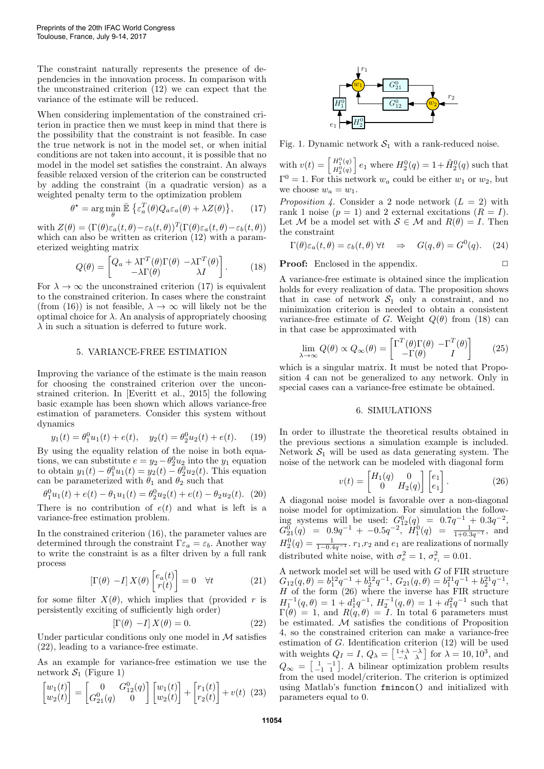The constraint naturally represents the presence of dependencies in the innovation process. In comparison with the unconstrained criterion (12) we can expect that the variance of the estimate will be reduced.

When considering implementation of the constrained criterion in practice then we must keep in mind that there is the possibility that the constraint is not feasible. In case the true network is not in the model set, or when initial conditions are not taken into account, it is possible that no model in the model set satisfies the constraint. An always feasible relaxed version of the criterion can be constructed by adding the constraint (in a quadratic version) as a weighted penalty term to the optimization problem

$$\theta^\star = \arg\min_\theta \bar{\mathbb{E}}\left\{\varepsilon_a^T(\theta) Q_a \varepsilon_a(\theta) + \lambda Z(\theta)\right\}, \qquad (17)$$

with $Z(\theta) = (\Gamma(\theta)\varepsilon_a(t,\theta) - \varepsilon_b(t,\theta))^T(\Gamma(\theta)\varepsilon_a(t,\theta) - \varepsilon_b(t,\theta))$ which can also be written as criterion (12) with a parameterized weighting matrix

$$Q(\theta) = \begin{bmatrix} Q_a + \lambda\Gamma^T(\theta)\Gamma(\theta) & -\lambda\Gamma^T(\theta) \\ -\lambda\Gamma(\theta) & \lambda I \end{bmatrix}. \qquad (18)$$

For $\lambda \to \infty$ the unconstrained criterion (17) is equivalent to the constrained criterion. In cases where the constraint (from (16)) is not feasible, $\lambda \to \infty$ will likely not be the optimal choice for $\lambda$. An analysis of appropriately choosing $\lambda$ in such a situation is deferred to future work.

## 5. VARIANCE-FREE ESTIMATION

Improving the variance of the estimate is the main reason for choosing the constrained criterion over the unconstrained criterion. In [Everitt et al., 2015] the following basic example has been shown which allows variance-free estimation of parameters. Consider this system without dynamics

$$y_1(t) = \theta_1^0 u_1(t) + e(t), \quad y_2(t) = \theta_2^0 u_2(t) + e(t). \qquad (19)$$

By using the equality relation of the noise in both equations, we can substitute $e = y_2 - \theta_2^0 u_2$ into the $y_1$ equation to obtain $y_1(t) - \theta_1^0 u_1(t) = y_2(t) - \theta_2^0 u_2(t)$. This equation can be parameterized with $\theta_1$ and $\theta_2$ such that

$$\theta_1^0 u_1(t) + e(t) - \theta_1 u_1(t) = \theta_2^0 u_2(t) + e(t) - \theta_2 u_2(t). \quad (20)$$

There is no contribution of $e(t)$ and what is left is a variance-free estimation problem.

In the constrained criterion (16), the parameter values are determined through the constraint $\Gamma\varepsilon_a = \varepsilon_b$. Another way to write the constraint is as a filter driven by a full rank process

$$\left[\Gamma(\theta)\ -I\right] X(\theta) \begin{bmatrix} e_a(t) \\ r(t) \end{bmatrix} = 0 \quad \forall t \qquad (21)$$

for some filter $X(\theta)$, which implies that (provided $r$ is persistently exciting of sufficiently high order)

$$\left[\Gamma(\theta)\ -I\right] X(\theta) = 0. \qquad (22)$$

Under particular conditions only one model in $\mathcal{M}$ satisfies (22), leading to a variance-free estimate.

As an example for variance-free estimation we use the network $\mathcal{S}_1$ (Figure 1)

$$\begin{bmatrix} w_1(t) \\ w_2(t) \end{bmatrix} = \begin{bmatrix} 0 & G_{12}^0(q) \\ G_{21}^0(q) & 0 \end{bmatrix} \begin{bmatrix} w_1(t) \\ w_2(t) \end{bmatrix} + \begin{bmatrix} r_1(t) \\ r_2(t) \end{bmatrix} + v(t) \quad (23)$$

Fig. 1. Dynamic network $\mathcal{S}_1$ with a rank-reduced noise.

with $v(t) = \begin{bmatrix} H_1^0(q) \\ H_2^0(q) \end{bmatrix} e_1$ where $H_2^0(q) = 1 + \tilde{H}_2^0(q)$ such that $\Gamma^0 = 1$. For this network $w_a$ could be either $w_1$ or $w_2$, but we choose $w_a = w_1$.

*Proposition 4.* Consider a 2 node network ($L = 2$) with rank 1 noise ($p = 1$) and 2 external excitations ($R = I$). Let $\mathcal{M}$ be a model set with $\mathcal{S} \in \mathcal{M}$ and $R(\theta) = I$. Then the constraint

$$\Gamma(\theta)\varepsilon_a(t,\theta) = \varepsilon_b(t,\theta)\ \forall t \quad \Rightarrow \quad G(q,\theta) = G^0(q). \quad (24)$$

**Proof:** Enclosed in the appendix. □

A variance-free estimate is obtained since the implication holds for every realization of data. The proposition shows that in case of network $\mathcal{S}_1$ only a constraint, and no minimization criterion is needed to obtain a consistent variance-free estimate of $G$. Weight $Q(\theta)$ from (18) can in that case be approximated with

$$\lim_{\lambda\to\infty} Q(\theta) \propto Q_\infty(\theta) = \begin{bmatrix} \Gamma^T(\theta)\Gamma(\theta) & -\Gamma^T(\theta) \\ -\Gamma(\theta) & I \end{bmatrix} \qquad (25)$$

which is a singular matrix. It must be noted that Proposition 4 can not be generalized to any network. Only in special cases can a variance-free estimate be obtained.

## 6. SIMULATIONS

In order to illustrate the theoretical results obtained in the previous sections a simulation example is included. Network $\mathcal{S}_1$ will be used as data generating system. The noise of the network can be modeled with diagonal form

$$v(t) = \begin{bmatrix} H_1(q) & 0 \\ 0 & H_2(q) \end{bmatrix} \begin{bmatrix} e_1 \\ e_1 \end{bmatrix}. \qquad (26)$$

A diagonal noise model is favorable over a non-diagonal noise model for optimization. For simulation the following systems will be used: $G_{12}^0(q) = 0.7q^{-1} + 0.3q^{-2}$, $G_{21}^0(q) = 0.9q^{-1} + -0.5q^{-2}$, $H_1^0(q) = \frac{1}{1+0.3q^{-1}}$, and $H_2^0(q) = \frac{1}{1-0.4q^{-1}}$. $r_1$,$r_2$ and $e_1$ are realizations of normally distributed white noise, with $\sigma_e^2 = 1$, $\sigma_{r_i}^2 = 0.01$.

A network model set will be used with $G$ of FIR structure $G_{12}(q,\theta) = b_1^{12}q^{-1} + b_2^{12}q^{-1}$, $G_{21}(q,\theta) = b_1^{21}q^{-1} + b_2^{21}q^{-1}$, $H$ of the form (26) where the inverse has FIR structure $H_1^{-1}(q,\theta) = 1 + d_1^1 q^{-1}$, $H_2^{-1}(q,\theta) = 1 + d_1^2 q^{-1}$ such that $\Gamma(\theta) = 1$, and $R(q,\theta) = I$. In total 6 parameters must be estimated. $\mathcal{M}$ satisfies the conditions of Proposition 4, so the constrained criterion can make a variance-free estimation of $G$. Identification criterion (12) will be used with weights $Q_I = I$, $Q_\lambda = \begin{bmatrix} 1+\lambda & -\lambda \\ -\lambda & \lambda \end{bmatrix}$ for $\lambda = 10, 10^3$, and $Q_\infty = \begin{bmatrix} 1 & -1 \\ -1 & 1 \end{bmatrix}$. A bilinear optimization problem results from the used model/criterion. The criterion is optimized using Matlab's function `fmincon()` and initialized with parameters equal to 0.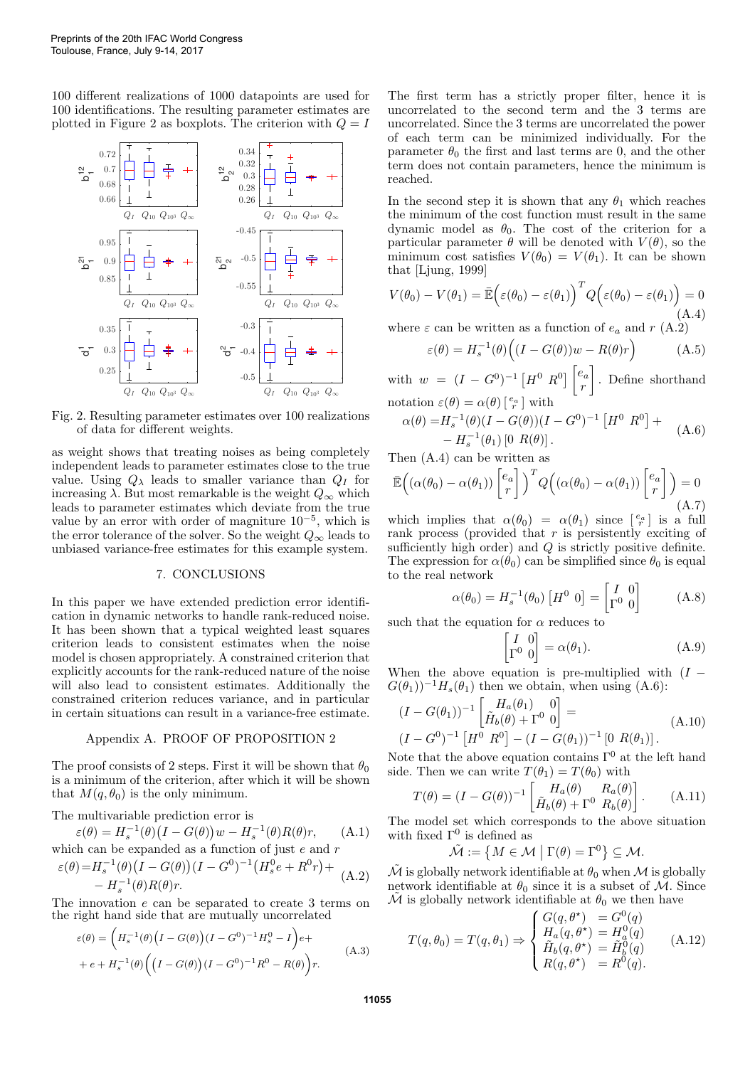100 different realizations of 1000 datapoints are used for 100 identifications. The resulting parameter estimates are plotted in Figure 2 as boxplots. The criterion with $Q = I$

Fig. 2. Resulting parameter estimates over 100 realizations of data for different weights.

as weight shows that treating noises as being completely independent leads to parameter estimates close to the true value. Using $Q_\lambda$ leads to smaller variance than $Q_I$ for increasing $\lambda$. But most remarkable is the weight $Q_\infty$ which leads to parameter estimates which deviate from the true value by an error with order of magnitude $10^{-5}$, which is the error tolerance of the solver. So the weight $Q_\infty$ leads to unbiased variance-free estimates for this example system.

## 7. CONCLUSIONS

In this paper we have extended prediction error identification in dynamic networks to handle rank-reduced noise. It has been shown that a typical weighted least squares criterion leads to consistent estimates when the noise model is chosen appropriately. A constrained criterion that explicitly accounts for the rank-reduced nature of the noise will also lead to consistent estimates. Additionally the constrained criterion reduces variance, and in particular in certain situations can result in a variance-free estimate.

## Appendix A. PROOF OF PROPOSITION 2

The proof consists of 2 steps. First it will be shown that $\theta_0$ is a minimum of the criterion, after which it will be shown that $M(q, \theta_0)$ is the only minimum.

The multivariable prediction error is

$$\varepsilon(\theta) = H_s^{-1}(\theta)\big(I - G(\theta)\big)w - H_s^{-1}(\theta)R(\theta)r, \tag{A.1}$$

which can be expanded as a function of just $e$ and $r$

$$\varepsilon(\theta) = H_s^{-1}(\theta)\big(I - G(\theta)\big)(I - G^0)^{-1}\big(H_s^0 e + R^0 r\big) + - H_s^{-1}(\theta)R(\theta)r. \tag{A.2}$$

The innovation $e$ can be separated to create 3 terms on the right hand side that are mutually uncorrelated

$$\varepsilon(\theta) = \Big(H_s^{-1}(\theta)\big(I - G(\theta)\big)(I - G^0)^{-1}H_s^0 - I\Big)e + + e + H_s^{-1}(\theta)\Big(\big(I - G(\theta)\big)(I - G^0)^{-1}R^0 - R(\theta)\Big)r. \tag{A.3}$$

The first term has a strictly proper filter, hence it is uncorrelated to the second term and the 3 terms are uncorrelated. Since the 3 terms are uncorrelated the power of each term can be minimized individually. For the parameter $\theta_0$ the first and last terms are 0, and the other term does not contain parameters, hence the minimum is reached.

In the second step it is shown that any $\theta_1$ which reaches the minimum of the cost function must result in the same dynamic model as $\theta_0$. The cost of the criterion for a particular parameter $\theta$ will be denoted with $V(\theta)$, so the minimum cost satisfies $V(\theta_0) = V(\theta_1)$. It can be shown that [Ljung, 1999]

$$V(\theta_0) - V(\theta_1) = \bar{\mathbb{E}}\Big(\varepsilon(\theta_0) - \varepsilon(\theta_1)\Big)^T Q\Big(\varepsilon(\theta_0) - \varepsilon(\theta_1)\Big) = 0 \tag{A.4}$$

where $\varepsilon$ can be written as a function of $e_a$ and $r$ (A.2)

$$\varepsilon(\theta) = H_s^{-1}(\theta)\Big(\big(I - G(\theta)\big)w - R(\theta)r\Big) \tag{A.5}$$

with $w = (I - G^0)^{-1}\begin{bmatrix}H^0 & R^0\end{bmatrix}\begin{bmatrix}e_a \\ r\end{bmatrix}$. Define shorthand notation $\varepsilon(\theta) = \alpha(\theta)\left[\begin{smallmatrix}e_a \\ r\end{smallmatrix}\right]$ with

$$\alpha(\theta) = H_s^{-1}(\theta)(I - G(\theta))(I - G^0)^{-1}\begin{bmatrix}H^0 & R^0\end{bmatrix} + - H_s^{-1}(\theta_1)\begin{bmatrix}0 & R(\theta)\end{bmatrix}. \tag{A.6}$$

Then (A.4) can be written as

$$\bar{\mathbb{E}}\Big((\alpha(\theta_0) - \alpha(\theta_1))\begin{bmatrix}e_a \\ r\end{bmatrix}\Big)^T Q\Big((\alpha(\theta_0) - \alpha(\theta_1))\begin{bmatrix}e_a \\ r\end{bmatrix}\Big) = 0 \tag{A.7}$$

which implies that $\alpha(\theta_0) = \alpha(\theta_1)$ since $\left[\begin{smallmatrix}e_a \\ r\end{smallmatrix}\right]$ is a full rank process (provided that $r$ is persistently exciting of sufficiently high order) and $Q$ is strictly positive definite. The expression for $\alpha(\theta_0)$ can be simplified since $\theta_0$ is equal to the real network

$$\alpha(\theta_0) = H_s^{-1}(\theta_0)\begin{bmatrix}H^0 & 0\end{bmatrix} = \begin{bmatrix}I & 0 \\ \Gamma^0 & 0\end{bmatrix} \tag{A.8}$$

such that the equation for $\alpha$ reduces to

$$\begin{bmatrix}I & 0 \\ \Gamma^0 & 0\end{bmatrix} = \alpha(\theta_1). \tag{A.9}$$

When the above equation is pre-multiplied with $(I - G(\theta_1))^{-1}H_s(\theta_1)$ then we obtain, when using (A.6):

$$(I - G(\theta_1))^{-1}\begin{bmatrix}H_a(\theta_1) & 0 \\ \tilde{H}_b(\theta) + \Gamma^0 & 0\end{bmatrix} = (I - G^0)^{-1}\begin{bmatrix}H^0 & R^0\end{bmatrix} - (I - G(\theta_1))^{-1}\begin{bmatrix}0 & R(\theta_1)\end{bmatrix}. \tag{A.10}$$

Note that the above equation contains $\Gamma^0$ at the left hand side. Then we can write $T(\theta_1) = T(\theta_0)$ with

$$T(\theta) = (I - G(\theta))^{-1}\begin{bmatrix}H_a(\theta) & R_a(\theta) \\ \tilde{H}_b(\theta) + \Gamma^0 & R_b(\theta)\end{bmatrix}. \tag{A.11}$$

The model set which corresponds to the above situation with fixed $\Gamma^0$ is defined as

$$\tilde{\mathcal{M}} := \big\{M \in \mathcal{M} \;\big|\; \Gamma(\theta) = \Gamma^0\big\} \subseteq \mathcal{M}.$$

$\tilde{\mathcal{M}}$ is globally network identifiable at $\theta_0$ when $\mathcal{M}$ is globally network identifiable at $\theta_0$ since it is a subset of $\mathcal{M}$. Since $\tilde{\mathcal{M}}$ is globally network identifiable at $\theta_0$ we then have

$$T(q, \theta_0) = T(q, \theta_1) \Rightarrow \begin{cases} G(q, \theta^\star) &= G^0(q) \\ H_a(q, \theta^\star) &= H_a^0(q) \\ \tilde{H}_b(q, \theta^\star) &= \tilde{H}_b^0(q) \\ R(q, \theta^\star) &= R^0(q). \end{cases} \tag{A.12}$$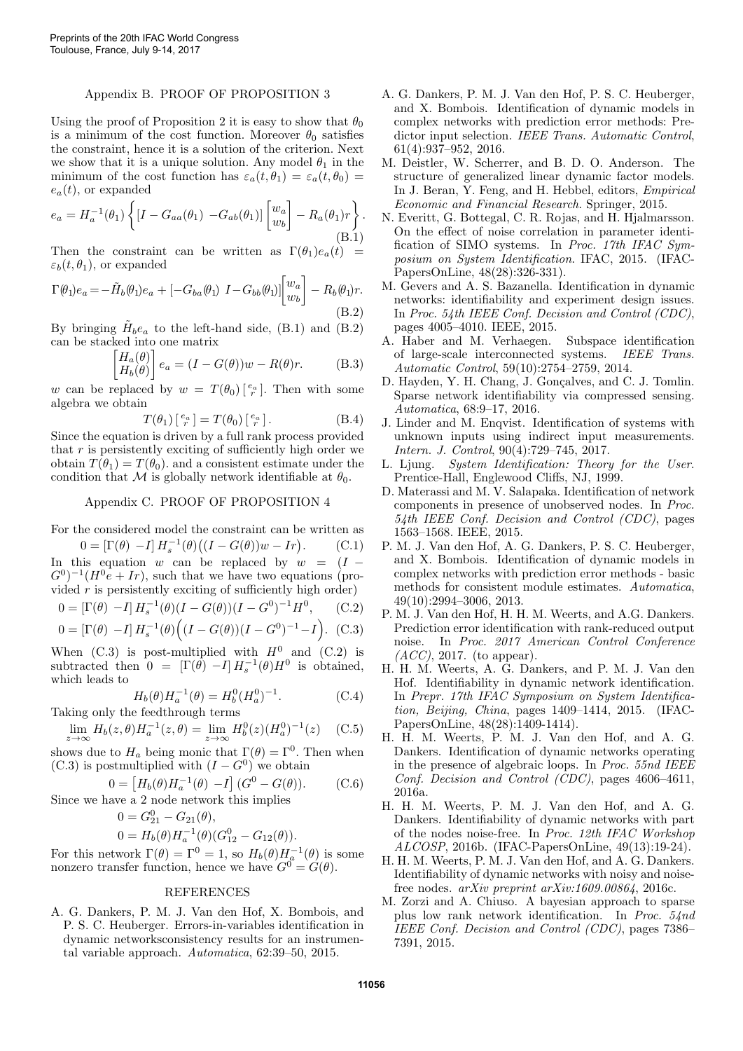## Appendix B. PROOF OF PROPOSITION 3

Using the proof of Proposition 2 it is easy to show that $\theta_0$ is a minimum of the cost function. Moreover $\theta_0$ satisfies the constraint, hence it is a solution of the criterion. Next we show that it is a unique solution. Any model $\theta_1$ in the minimum of the cost function has $\varepsilon_a(t,\theta_1) = \varepsilon_a(t,\theta_0) = e_a(t)$, or expanded

$$e_a = H_a^{-1}(\theta_1)\left\{\left[I - G_{aa}(\theta_1) \;\; -G_{ab}(\theta_1)\right]\begin{bmatrix} w_a \\ w_b \end{bmatrix} - R_a(\theta_1)r\right\}. \tag{B.1}$$

Then the constraint can be written as $\Gamma(\theta_1)e_a(t) = \varepsilon_b(t,\theta_1)$, or expanded

$$\Gamma(\theta_1)e_a = -\tilde{H}_b(\theta_1)e_a + \left[-G_{ba}(\theta_1) \;\; I - G_{bb}(\theta_1)\right]\begin{bmatrix} w_a \\ w_b \end{bmatrix} - R_b(\theta_1)r. \tag{B.2}$$

By bringing $\tilde{H}_b e_a$ to the left-hand side, (B.1) and (B.2) can be stacked into one matrix

$$\begin{bmatrix} H_a(\theta) \\ H_b(\theta) \end{bmatrix} e_a = (I - G(\theta))w - R(\theta)r. \tag{B.3}$$

$w$ can be replaced by $w = T(\theta_0)\left[\begin{smallmatrix} e_a \\ r \end{smallmatrix}\right]$. Then with some algebra we obtain

$$T(\theta_1)\left[\begin{smallmatrix} e_a \\ r \end{smallmatrix}\right] = T(\theta_0)\left[\begin{smallmatrix} e_a \\ r \end{smallmatrix}\right]. \tag{B.4}$$

Since the equation is driven by a full rank process provided that $r$ is persistently exciting of sufficiently high order we obtain $T(\theta_1) = T(\theta_0)$. and a consistent estimate under the condition that $\mathcal{M}$ is globally network identifiable at $\theta_0$.

## Appendix C. PROOF OF PROPOSITION 4

For the considered model the constraint can be written as

$$0 = \left[\Gamma(\theta) \;\; -I\right] H_s^{-1}(\theta)\big((I - G(\theta))w - Ir\big). \tag{C.1}$$

In this equation $w$ can be replaced by $w = (I - G^0)^{-1}(H^0 e + Ir)$, such that we have two equations (provided $r$ is persistently exciting of sufficiently high order)

$$0 = \left[\Gamma(\theta) \;\; -I\right] H_s^{-1}(\theta)(I - G(\theta))(I - G^0)^{-1}H^0, \tag{C.2}$$

$$0 = \left[\Gamma(\theta) \;\; -I\right] H_s^{-1}(\theta)\Big((I - G(\theta))(I - G^0)^{-1} - I\Big). \tag{C.3}$$

When (C.3) is post-multiplied with $H^0$ and (C.2) is subtracted then $0 = \left[\Gamma(\theta) \;\; -I\right] H_s^{-1}(\theta)H^0$ is obtained, which leads to

$$H_b(\theta)H_a^{-1}(\theta) = H_b^0(H_a^0)^{-1}. \tag{C.4}$$

Taking only the feedthrough terms

$$\lim_{z\to\infty} H_b(z,\theta)H_a^{-1}(z,\theta) = \lim_{z\to\infty} H_b^0(z)(H_a^0)^{-1}(z) \tag{C.5}$$

shows due to $H_a$ being monic that $\Gamma(\theta) = \Gamma^0$. Then when (C.3) is postmultiplied with $(I - G^0)$ we obtain

$$0 = \left[H_b(\theta)H_a^{-1}(\theta) \;\; -I\right](G^0 - G(\theta)). \tag{C.6}$$

Since we have a 2 node network this implies

$$0 = G_{21}^0 - G_{21}(\theta),$$

$$0 = H_b(\theta)H_a^{-1}(\theta)(G_{12}^0 - G_{12}(\theta)).$$

For this network $\Gamma(\theta) = \Gamma^0 = 1$, so $H_b(\theta)H_a^{-1}(\theta)$ is some nonzero transfer function, hence we have $G^0 = G(\theta)$.

## REFERENCES

A. G. Dankers, P. M. J. Van den Hof, X. Bombois, and P. S. C. Heuberger. Errors-in-variables identification in dynamic networksconsistency results for an instrumental variable approach. *Automatica*, 62:39–50, 2015.

A. G. Dankers, P. M. J. Van den Hof, P. S. C. Heuberger, and X. Bombois. Identification of dynamic models in complex networks with prediction error methods: Predictor input selection. *IEEE Trans. Automatic Control*, 61(4):937–952, 2016.

M. Deistler, W. Scherrer, and B. D. O. Anderson. The structure of generalized linear dynamic factor models. In J. Beran, Y. Feng, and H. Hebbel, editors, *Empirical Economic and Financial Research*. Springer, 2015.

N. Everitt, G. Bottegal, C. R. Rojas, and H. Hjalmarsson. On the effect of noise correlation in parameter identification of SIMO systems. In *Proc. 17th IFAC Symposium on System Identification*. IFAC, 2015. (IFAC-PapersOnLine, 48(28):326-331).

M. Gevers and A. S. Bazanella. Identification in dynamic networks: identifiability and experiment design issues. In *Proc. 54th IEEE Conf. Decision and Control (CDC)*, pages 4005–4010. IEEE, 2015.

A. Haber and M. Verhaegen. Subspace identification of large-scale interconnected systems. *IEEE Trans. Automatic Control*, 59(10):2754–2759, 2014.

D. Hayden, Y. H. Chang, J. Gonçalves, and C. J. Tomlin. Sparse network identifiability via compressed sensing. *Automatica*, 68:9–17, 2016.

J. Linder and M. Enqvist. Identification of systems with unknown inputs using indirect input measurements. *Intern. J. Control*, 90(4):729–745, 2017.

L. Ljung. *System Identification: Theory for the User*. Prentice-Hall, Englewood Cliffs, NJ, 1999.

D. Materassi and M. V. Salapaka. Identification of network components in presence of unobserved nodes. In *Proc. 54th IEEE Conf. Decision and Control (CDC)*, pages 1563–1568. IEEE, 2015.

P. M. J. Van den Hof, A. G. Dankers, P. S. C. Heuberger, and X. Bombois. Identification of dynamic models in complex networks with prediction error methods - basic methods for consistent module estimates. *Automatica*, 49(10):2994–3006, 2013.

P. M. J. Van den Hof, H. H. M. Weerts, and A.G. Dankers. Prediction error identification with rank-reduced output noise. In *Proc. 2017 American Control Conference (ACC)*, 2017. (to appear).

H. H. M. Weerts, A. G. Dankers, and P. M. J. Van den Hof. Identifiability in dynamic network identification. In *Prepr. 17th IFAC Symposium on System Identification, Beijing, China*, pages 1409–1414, 2015. (IFAC-PapersOnLine, 48(28):1409-1414).

H. H. M. Weerts, P. M. J. Van den Hof, and A. G. Dankers. Identification of dynamic networks operating in the presence of algebraic loops. In *Proc. 55nd IEEE Conf. Decision and Control (CDC)*, pages 4606–4611, 2016a.

H. H. M. Weerts, P. M. J. Van den Hof, and A. G. Dankers. Identifiability of dynamic networks with part of the nodes noise-free. In *Proc. 12th IFAC Workshop ALCOSP*, 2016b. (IFAC-PapersOnLine, 49(13):19-24).

H. H. M. Weerts, P. M. J. Van den Hof, and A. G. Dankers. Identifiability of dynamic networks with noisy and noise-free nodes. *arXiv preprint arXiv:1609.00864*, 2016c.

M. Zorzi and A. Chiuso. A bayesian approach to sparse plus low rank network identification. In *Proc. 54nd IEEE Conf. Decision and Control (CDC)*, pages 7386–7391, 2015.